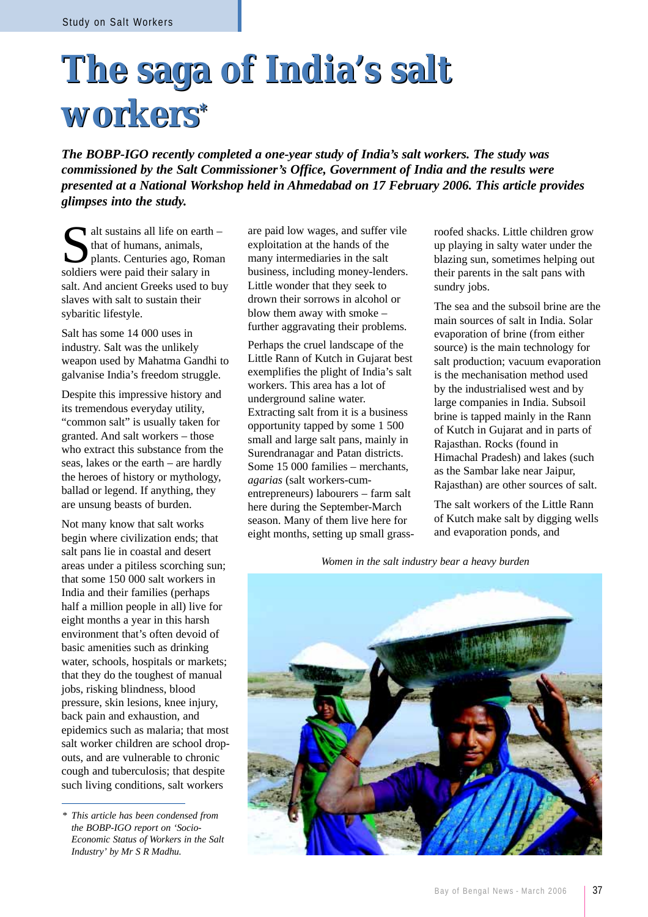# The saga of India's salt workers*

***The BOBP-IGO recently completed a one-year study of India's salt workers. The study was commissioned by the Salt Commissioner's Office, Government of India and the results were presented at a National Workshop held in Ahmedabad on 17 February 2006. This article provides glimpses into the study.***

Salt sustains all life on earth – that of humans, animals, plants. Centuries ago, Roman soldiers were paid their salary in salt. And ancient Greeks used to buy slaves with salt to sustain their sybaritic lifestyle.

Salt has some 14 000 uses in industry. Salt was the unlikely weapon used by Mahatma Gandhi to galvanise India's freedom struggle.

Despite this impressive history and its tremendous everyday utility, "common salt" is usually taken for granted. And salt workers – those who extract this substance from the seas, lakes or the earth – are hardly the heroes of history or mythology, ballad or legend. If anything, they are unsung beasts of burden.

Not many know that salt works begin where civilization ends; that salt pans lie in coastal and desert areas under a pitiless scorching sun; that some 150 000 salt workers in India and their families (perhaps half a million people in all) live for eight months a year in this harsh environment that's often devoid of basic amenities such as drinking water, schools, hospitals or markets; that they do the toughest of manual jobs, risking blindness, blood pressure, skin lesions, knee injury, back pain and exhaustion, and epidemics such as malaria; that most salt worker children are school drop-outs, and are vulnerable to chronic cough and tuberculosis; that despite such living conditions, salt workers are paid low wages, and suffer vile exploitation at the hands of the many intermediaries in the salt business, including money-lenders. Little wonder that they seek to drown their sorrows in alcohol or blow them away with smoke – further aggravating their problems.

Perhaps the cruel landscape of the Little Rann of Kutch in Gujarat best exemplifies the plight of India's salt workers. This area has a lot of underground saline water. Extracting salt from it is a business opportunity tapped by some 1 500 small and large salt pans, mainly in Surendranagar and Patan districts. Some 15 000 families – merchants, *agarias* (salt workers-cum-entrepreneurs) labourers – farm salt here during the September-March season. Many of them live here for eight months, setting up small grass-roofed shacks. Little children grow up playing in salty water under the blazing sun, sometimes helping out their parents in the salt pans with sundry jobs.

The sea and the subsoil brine are the main sources of salt in India. Solar evaporation of brine (from either source) is the main technology for salt production; vacuum evaporation is the mechanisation method used by the industrialised west and by large companies in India. Subsoil brine is tapped mainly in the Rann of Kutch in Gujarat and in parts of Rajasthan. Rocks (found in Himachal Pradesh) and lakes (such as the Sambar lake near Jaipur, Rajasthan) are other sources of salt.

The salt workers of the Little Rann of Kutch make salt by digging wells and evaporation ponds, and

*Women in the salt industry bear a heavy burden*

*\* This article has been condensed from the BOBP-IGO report on 'Socio-Economic Status of Workers in the Salt Industry' by Mr S R Madhu.*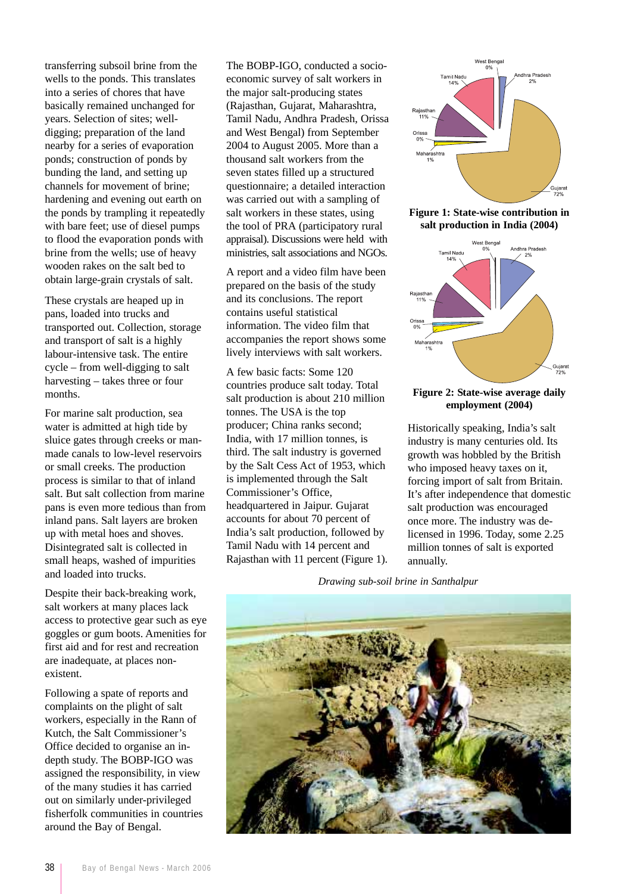transferring subsoil brine from the wells to the ponds. This translates into a series of chores that have basically remained unchanged for years. Selection of sites; well-digging; preparation of the land nearby for a series of evaporation ponds; construction of ponds by bunding the land, and setting up channels for movement of brine; hardening and evening out earth on the ponds by trampling it repeatedly with bare feet; use of diesel pumps to flood the evaporation ponds with brine from the wells; use of heavy wooden rakes on the salt bed to obtain large-grain crystals of salt.

These crystals are heaped up in pans, loaded into trucks and transported out. Collection, storage and transport of salt is a highly labour-intensive task. The entire cycle – from well-digging to salt harvesting – takes three or four months.

For marine salt production, sea water is admitted at high tide by sluice gates through creeks or man-made canals to low-level reservoirs or small creeks. The production process is similar to that of inland salt. But salt collection from marine pans is even more tedious than from inland pans. Salt layers are broken up with metal hoes and shoves. Disintegrated salt is collected in small heaps, washed of impurities and loaded into trucks.

Despite their back-breaking work, salt workers at many places lack access to protective gear such as eye goggles or gum boots. Amenities for first aid and for rest and recreation are inadequate, at places non-existent.

Following a spate of reports and complaints on the plight of salt workers, especially in the Rann of Kutch, the Salt Commissioner's Office decided to organise an in-depth study. The BOBP-IGO was assigned the responsibility, in view of the many studies it has carried out on similarly under-privileged fisherfolk communities in countries around the Bay of Bengal.

The BOBP-IGO, conducted a socio-economic survey of salt workers in the major salt-producing states (Rajasthan, Gujarat, Andhra Pradesh, Orissa, Tamil Nadu, Andhra Pradesh, Orissa and West Bengal) from September 2004 to August 2005. More than a thousand salt workers from the seven states filled up a structured questionnaire; a detailed interaction was carried out with a sampling of salt workers in these states, using the tool of PRA (participatory rural appraisal). Discussions were held with ministries, salt associations and NGOs.

A report and a video film have been prepared on the basis of the study and its conclusions. The report contains useful statistical information. The video film that accompanies the report shows some lively interviews with salt workers.

A few basic facts: Some 120 countries produce salt today. Total salt production is about 210 million tonnes. The USA is the top producer; China ranks second; India, with 17 million tonnes, is third. The salt industry is governed by the Salt Cess Act of 1953, which is implemented through the Salt Commissioner's Office, headquartered in Jaipur. Gujarat accounts for about 70 percent of India's salt production, followed by Tamil Nadu with 14 percent and Rajasthan with 11 percent (Figure 1).

West Bengal 0%, Andhra Pradesh 2%, Gujarat 72%, Maharashtra 1%, Orissa 0%, Rajasthan 11%, Tamil Nadu 14%

**Figure 1: State-wise contribution in salt production in India (2004)**

West Bengal 0%, Andhra Pradesh 2%, Gujarat 72%, Maharashtra 1%, Orissa 0%, Rajasthan 11%, Tamil Nadu 14%

**Figure 2: State-wise average daily employment (2004)**

Historically speaking, India's salt industry is many centuries old. Its growth was hobbled by the British who imposed heavy taxes on it, forcing import of salt from Britain. It's after independence that domestic salt production was encouraged once more. The industry was de-licensed in 1996. Today, some 2.25 million tonnes of salt is exported annually.

*Drawing sub-soil brine in Santhalpur*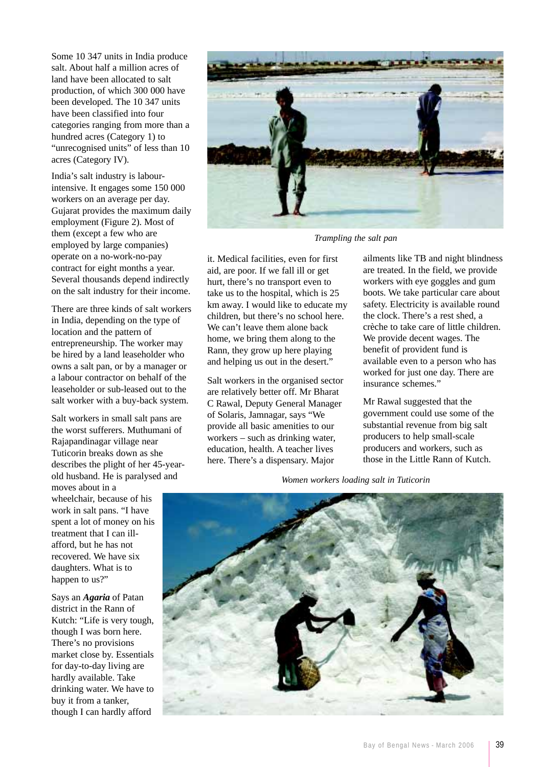Some 10 347 units in India produce salt. About half a million acres of land have been allocated to salt production, of which 300 000 have been developed. The 10 347 units have been classified into four categories ranging from more than a hundred acres (Category 1) to "unrecognised units" of less than 10 acres (Category IV).

India's salt industry is labour-intensive. It engages some 150 000 workers on an average per day. Gujarat provides the maximum daily employment (Figure 2). Most of them (except a few who are employed by large companies) operate on a no-work-no-pay contract for eight months a year. Several thousands depend indirectly on the salt industry for their income.

There are three kinds of salt workers in India, depending on the type of location and the pattern of entrepreneurship. The worker may be hired by a land leaseholder who owns a salt pan, or by a manager or a labour contractor on behalf of the leaseholder or sub-leased out to the salt worker with a buy-back system.

Salt workers in small salt pans are the worst sufferers. Muthumani of Rajapandinagar village near Tuticorin breaks down as she describes the plight of her 45-year-old husband. He is paralysed and moves about in a wheelchair, because of his work in salt pans. "I have spent a lot of money on his treatment that I can ill-afford, but he has not recovered. We have six daughters. What is to happen to us?"

Says an ***Agaria*** of Patan district in the Rann of Kutch: "Life is very tough, though I was born here. There's no provisions market close by. Essentials for day-to-day living are hardly available. Take drinking water. We have to buy it from a tanker, though I can hardly afford it. Medical facilities, even for first aid, are poor. If we fall ill or get hurt, there's no transport even to take us to the hospital, which is 25 km away. I would like to educate my children, but there's no school here. We can't leave them alone back home, we bring them along to the Rann, they grow up here playing and helping us out in the desert."

*Trampling the salt pan*

Salt workers in the organised sector are relatively better off. Mr Bharat C Rawal, Deputy General Manager of Solaris, Jamnagar, says "We provide all basic amenities to our workers – such as drinking water, education, health. A teacher lives here. There's a dispensary. Major ailments like TB and night blindness are treated. In the field, we provide workers with eye goggles and gum boots. We take particular care about safety. Electricity is available round the clock. There's a rest shed, a crèche to take care of little children. We provide decent wages. The benefit of provident fund is available even to a person who has worked for just one day. There are insurance schemes."

Mr Rawal suggested that the government could use some of the substantial revenue from big salt producers to help small-scale producers and workers, such as those in the Little Rann of Kutch.

*Women workers loading salt in Tuticorin*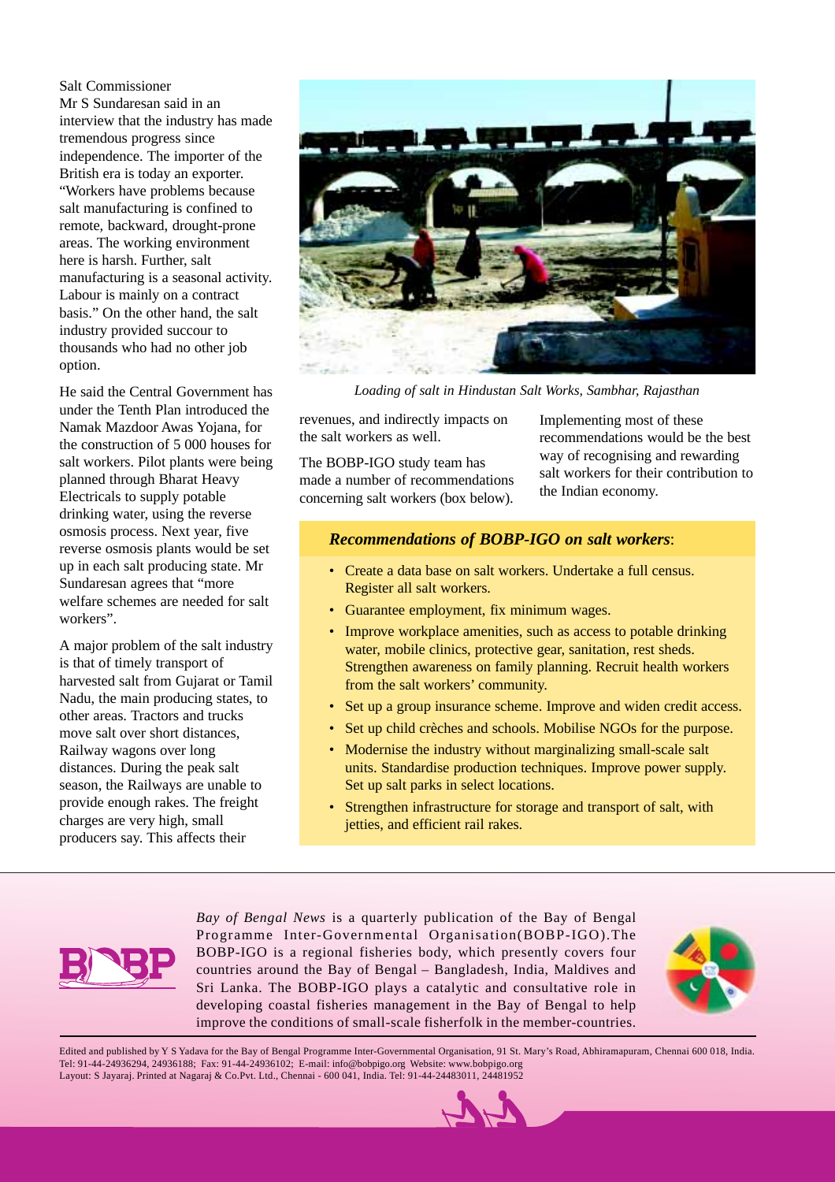Salt Commissioner Mr S Sundaresan said in an interview that the industry has made tremendous progress since independence. The importer of the British era is today an exporter. "Workers have problems because salt manufacturing is confined to remote, backward, drought-prone areas. The working environment here is harsh. Further, salt manufacturing is a seasonal activity. Labour is mainly on a contract basis." On the other hand, the salt industry provided succour to thousands who had no other job option.

He said the Central Government has under the Tenth Plan introduced the Namak Mazdoor Awas Yojana, for the construction of 5 000 houses for salt workers. Pilot plants were being planned through Bharat Heavy Electricals to supply potable drinking water, using the reverse osmosis process. Next year, five reverse osmosis plants would be set up in each salt producing state. Mr Sundaresan agrees that "more welfare schemes are needed for salt workers".

A major problem of the salt industry is that of timely transport of harvested salt from Gujarat or Tamil Nadu, the main producing states, to other areas. Tractors and trucks move salt over short distances, Railway wagons over long distances. During the peak salt season, the Railways are unable to provide enough rakes. The freight charges are very high, small producers say. This affects their revenues, and indirectly impacts on the salt workers as well.

*Loading of salt in Hindustan Salt Works, Sambhar, Rajasthan*

The BOBP-IGO study team has made a number of recommendations concerning salt workers (box below). Implementing most of these recommendations would be the best way of recognising and rewarding salt workers for their contribution to the Indian economy.

### *Recommendations of BOBP-IGO on salt workers*:

- Create a data base on salt workers. Undertake a full census. Register all salt workers.
- Guarantee employment, fix minimum wages.
- Improve workplace amenities, such as access to potable drinking water, mobile clinics, protective gear, sanitation, rest sheds. Strengthen awareness on family planning. Recruit health workers from the salt workers' community.
- Set up a group insurance scheme. Improve and widen credit access.
- Set up child crèches and schools. Mobilise NGOs for the purpose.
- Modernise the industry without marginalizing small-scale salt units. Standardise production techniques. Improve power supply. Set up salt parks in select locations.
- Strengthen infrastructure for storage and transport of salt, with jetties, and efficient rail rakes.

---

*Bay of Bengal News* is a quarterly publication of the Bay of Bengal Programme Inter-Governmental Organisation(BOBP-IGO).The BOBP-IGO is a regional fisheries body, which presently covers four countries around the Bay of Bengal – Bangladesh, India, Maldives and Sri Lanka. The BOBP-IGO plays a catalytic and consultative role in developing coastal fisheries management in the Bay of Bengal to help improve the conditions of small-scale fisherfolk in the member-countries.

Edited and published by Y S Yadava for the Bay of Bengal Programme Inter-Governmental Organisation, 91 St. Mary's Road, Abhiramapuram, Chennai 600 018, India. Tel: 91-44-24936294, 24936188; Fax: 91-44-24936102; E-mail: info@bobpigo.org Website: www.bobpigo.org
Layout: S Jayaraj. Printed at Nagaraj & Co.Pvt. Ltd., Chennai - 600 041, India. Tel: 91-44-24483011, 24481952